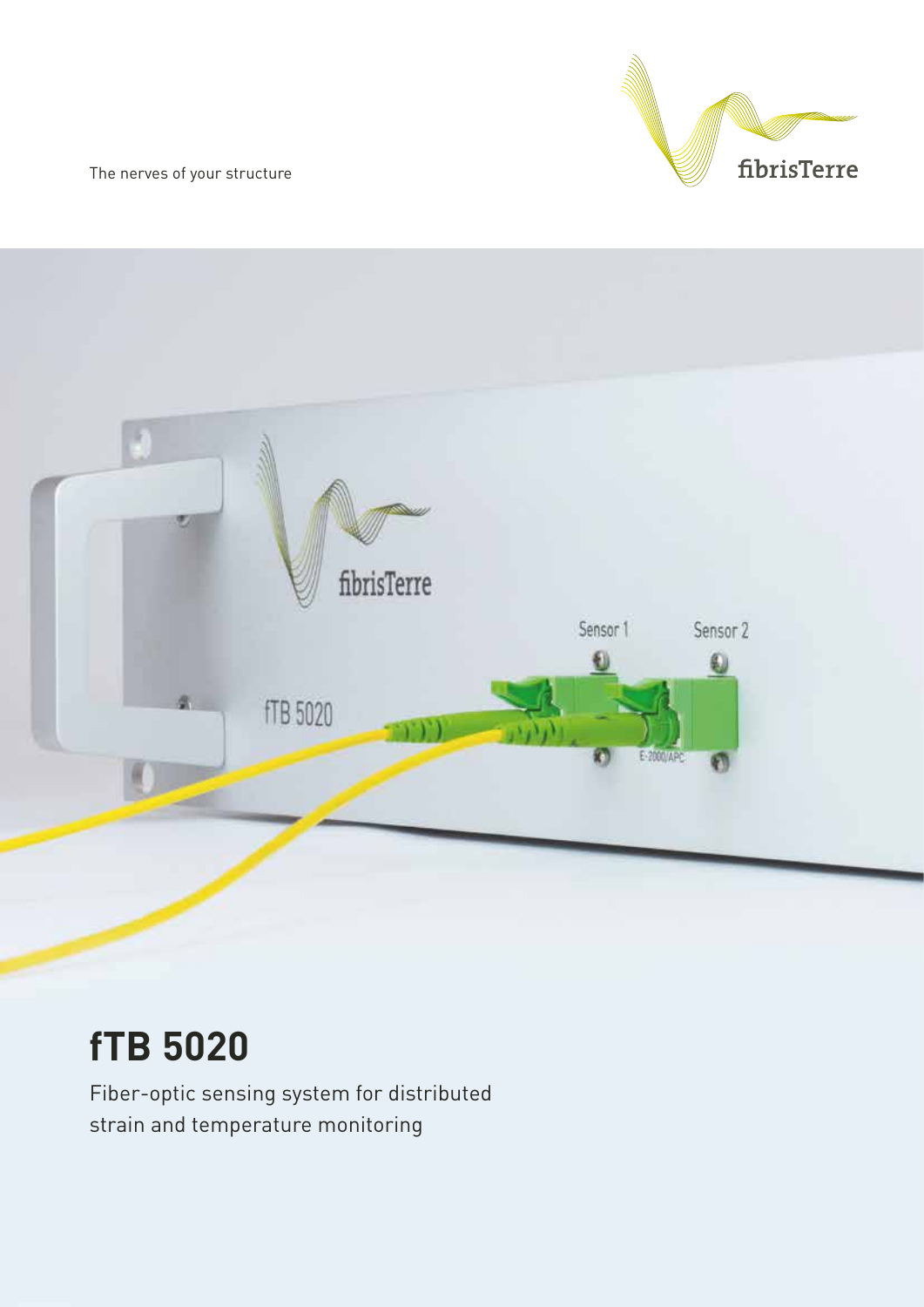The nerves of your structure

fibrisTerre

# fTB 5020

Fiber-optic sensing system for distributed strain and temperature monitoring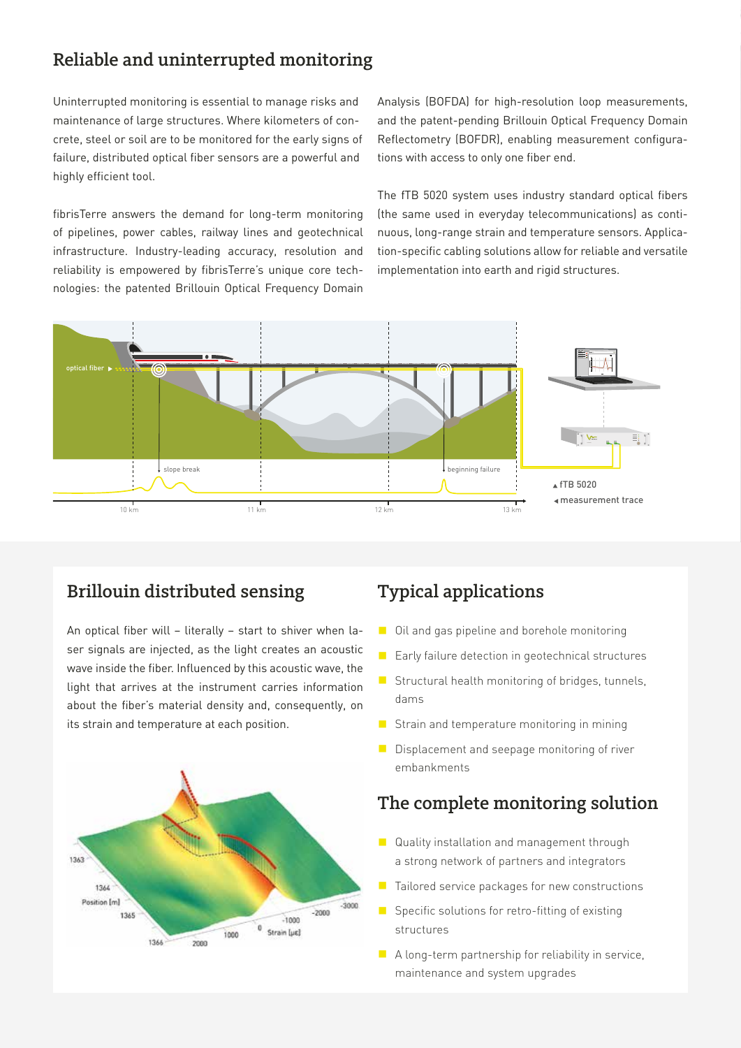## Reliable and uninterrupted monitoring

Uninterrupted monitoring is essential to manage risks and maintenance of large structures. Where kilometers of concrete, steel or soil are to be monitored for the early signs of failure, distributed optical fiber sensors are a powerful and highly efficient tool.

fibrisTerre answers the demand for long-term monitoring of pipelines, power cables, railway lines and geotechnical infrastructure. Industry-leading accuracy, resolution and reliability is empowered by fibrisTerre's unique core technologies: the patented Brillouin Optical Frequency Domain Analysis (BOFDA) for high-resolution loop measurements, and the patent-pending Brillouin Optical Frequency Domain Reflectometry (BOFDR), enabling measurement configurations with access to only one fiber end.

The fTB 5020 system uses industry standard optical fibers (the same used in everyday telecommunications) as continuous, long-range strain and temperature sensors. Application-specific cabling solutions allow for reliable and versatile implementation into earth and rigid structures.

## Brillouin distributed sensing

An optical fiber will – literally – start to shiver when laser signals are injected, as the light creates an acoustic wave inside the fiber. Influenced by this acoustic wave, the light that arrives at the instrument carries information about the fiber's material density and, consequently, on its strain and temperature at each position.

## Typical applications

- Oil and gas pipeline and borehole monitoring
- Early failure detection in geotechnical structures
- Structural health monitoring of bridges, tunnels, dams
- Strain and temperature monitoring in mining
- Displacement and seepage monitoring of river embankments

## The complete monitoring solution

- Quality installation and management through a strong network of partners and integrators
- Tailored service packages for new constructions
- Specific solutions for retro-fitting of existing structures
- A long-term partnership for reliability in service, maintenance and system upgrades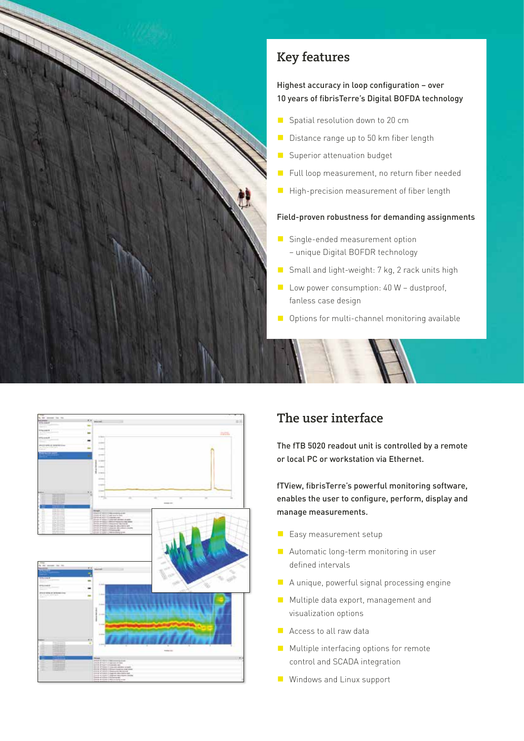## Key features

Highest accuracy in loop configuration – over 10 years of fibrisTerre's Digital BOFDA technology

- Spatial resolution down to 20 cm
- Distance range up to 50 km fiber length
- Superior attenuation budget
- Full loop measurement, no return fiber needed
- High-precision measurement of fiber length

Field-proven robustness for demanding assignments

- Single-ended measurement option – unique Digital BOFDR technology
- Small and light-weight: 7 kg, 2 rack units high
- Low power consumption: 40 W – dustproof, fanless case design
- Options for multi-channel monitoring available

## The user interface

The fTB 5020 readout unit is controlled by a remote or local PC or workstation via Ethernet.

fTView, fibrisTerre's powerful monitoring software, enables the user to configure, perform, display and manage measurements.

- Easy measurement setup
- Automatic long-term monitoring in user defined intervals
- A unique, powerful signal processing engine
- Multiple data export, management and visualization options
- Access to all raw data
- Multiple interfacing options for remote control and SCADA integration
- Windows and Linux support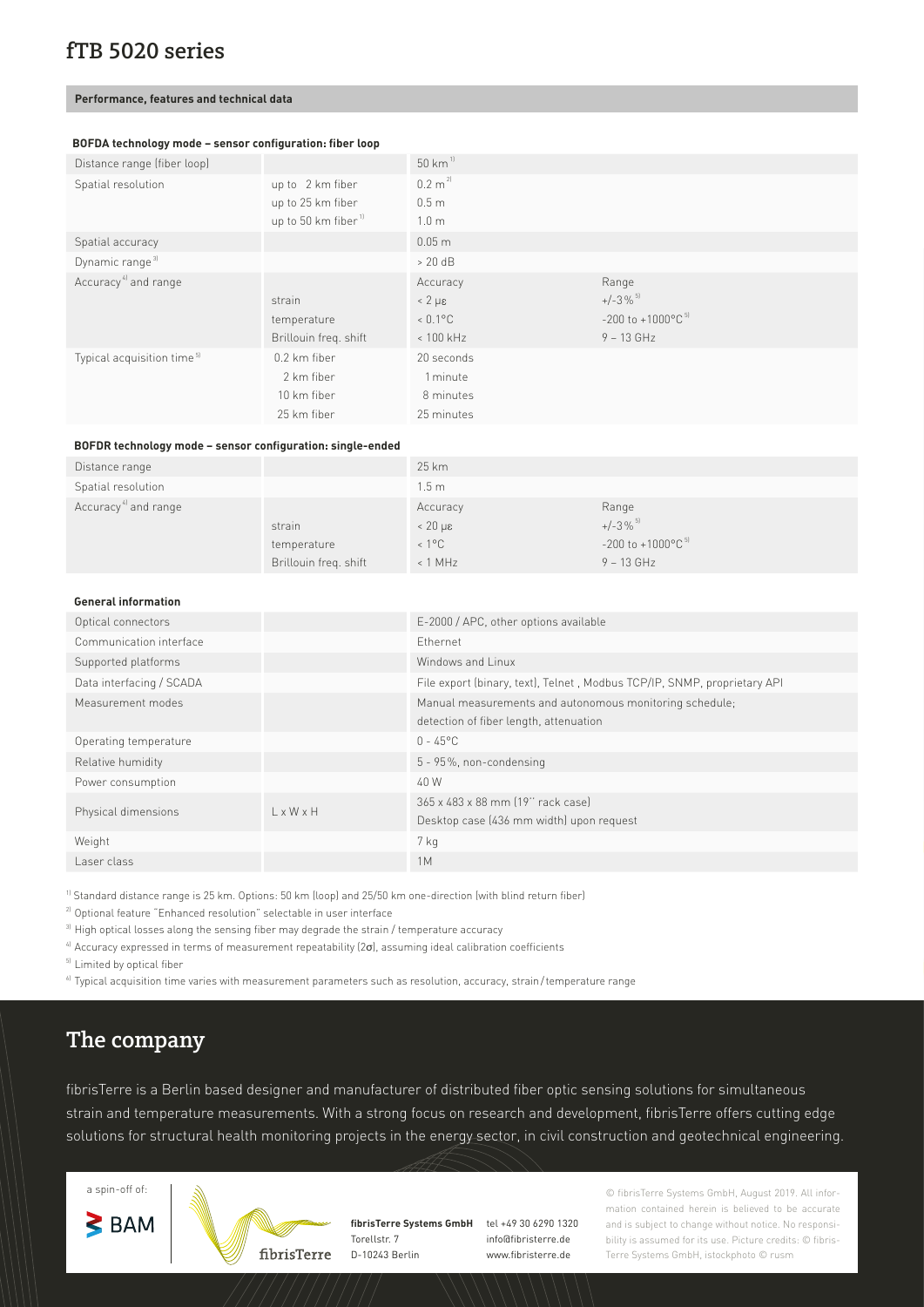# fTB 5020 series

## Performance, features and technical data

### BOFDA technology mode – sensor configuration: fiber loop

| | | | |
|---|---|---|---|
| Distance range (fiber loop) | | 50 km [1] | |
| Spatial resolution | up to 2 km fiber<br>up to 25 km fiber<br>up to 50 km fiber [1] | 0.2 m [2]<br>0.5 m<br>1.0 m | |
| Spatial accuracy | | 0.05 m | |
| Dynamic range [3] | | > 20 dB | |
| Accuracy [4] and range | | Accuracy | Range |
| | strain | < 2 µε | +/-3% [5] |
| | temperature | < 0.1°C | -200 to +1000°C [5] |
| | Brillouin freq. shift | < 100 kHz | 9 – 13 GHz |
| Typical acquisition time [6] | 0.2 km fiber<br>2 km fiber<br>10 km fiber<br>25 km fiber | 20 seconds<br>1 minute<br>8 minutes<br>25 minutes | |

### BOFDR technology mode – sensor configuration: single-ended

| | | | |
|---|---|---|---|
| Distance range | | 25 km | |
| Spatial resolution | | 1.5 m | |
| Accuracy [4] and range | | Accuracy | Range |
| | strain | < 20 µε | +/-3% [5] |
| | temperature | < 1°C | -200 to +1000°C [5] |
| | Brillouin freq. shift | < 1 MHz | 9 – 13 GHz |

### General information

| | | |
|---|---|---|
| Optical connectors | | E-2000 / APC, other options available |
| Communication interface | | Ethernet |
| Supported platforms | | Windows and Linux |
| Data interfacing / SCADA | | File export (binary, text), Telnet , Modbus TCP/IP, SNMP, proprietary API |
| Measurement modes | | Manual measurements and autonomous monitoring schedule;<br>detection of fiber length, attenuation |
| Operating temperature | | 0 - 45°C |
| Relative humidity | | 5 - 95%, non-condensing |
| Power consumption | | 40 W |
| Physical dimensions | L x W x H | 365 x 483 x 88 mm (19'' rack case)<br>Desktop case (436 mm width) upon request |
| Weight | | 7 kg |
| Laser class | | 1M |

[1] Standard distance range is 25 km. Options: 50 km (loop) and 25/50 km one-direction (with blind return fiber)

[2] Optional feature "Enhanced resolution" selectable in user interface

[3] High optical losses along the sensing fiber may degrade the strain / temperature accuracy

[4] Accuracy expressed in terms of measurement repeatability (2σ), assuming ideal calibration coefficients

[5] Limited by optical fiber

[6] Typical acquisition time varies with measurement parameters such as resolution, accuracy, strain / temperature range

## The company

fibrisTerre is a Berlin based designer and manufacturer of distributed fiber optic sensing solutions for simultaneous strain and temperature measurements. With a strong focus on research and development, fibrisTerre offers cutting edge solutions for structural health monitoring projects in the energy sector, in civil construction and geotechnical engineering.

a spin-off of: BAM

fibrisTerre

**fibrisTerre Systems GmbH**
Torellstr. 7
D-10243 Berlin

tel +49 30 6290 1320
info@fibristerre.de
www.fibristerre.de

© fibrisTerre Systems GmbH, August 2019. All information contained herein is believed to be accurate and is subject to change without notice. No responsibility is assumed for its use. Picture credits: © fibrisTerre Systems GmbH, istockphoto © rusm